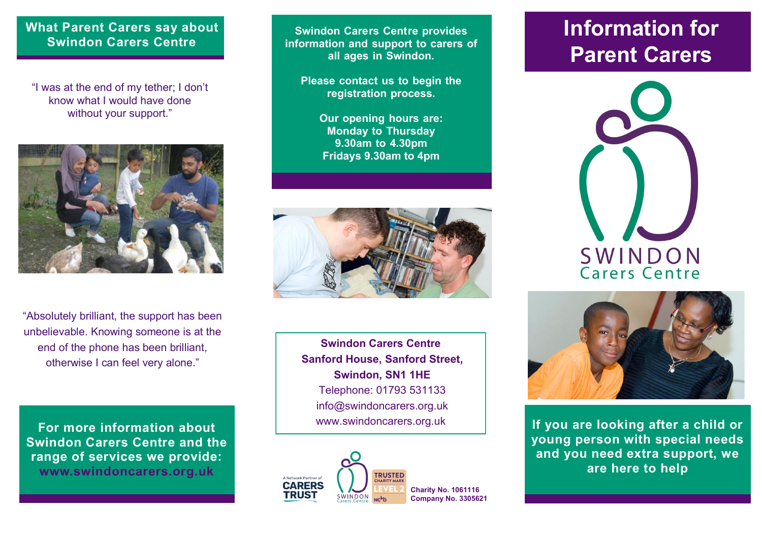## What Parent Carers say about Swindon Carers Centre

"I was at the end of my tether; I don't know what I would have done without your support."

"Absolutely brilliant, the support has been unbelievable. Knowing someone is at the end of the phone has been brilliant, otherwise I can feel very alone."

**For more information about Swindon Carers Centre and the range of services we provide: www.swindoncarers.org.uk**

**Swindon Carers Centre provides information and support to carers of all ages in Swindon.**

**Please contact us to begin the registration process.**

**Our opening hours are:**
**Monday to Thursday**
**9.30am to 4.30pm**
**Fridays 9.30am to 4pm**

**Swindon Carers Centre**
**Sanford House, Sanford Street,**
**Swindon, SN1 1HE**
Telephone: 01793 531133
info@swindoncarers.org.uk
www.swindoncarers.org.uk

A Network Partner of CARERS TRUST

SWINDON Carers Centre

TRUSTED CHARITY MARK LEVEL 2 NCVO

**Charity No. 1061116**
**Company No. 3305621**

# Information for Parent Carers

SWINDON
Carers Centre

**If you are looking after a child or young person with special needs and you need extra support, we are here to help**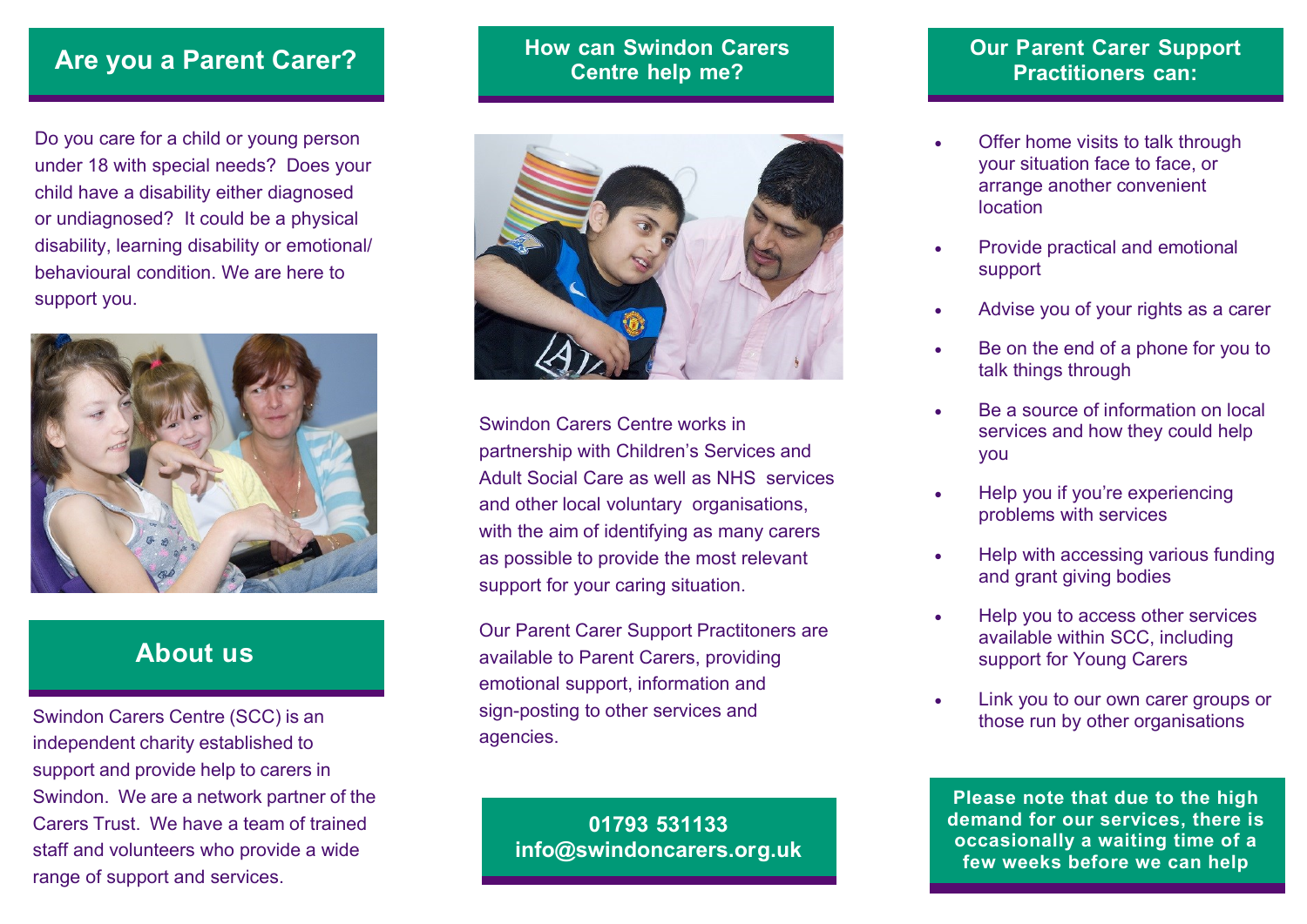## Are you a Parent Carer?

Do you care for a child or young person under 18 with special needs? Does your child have a disability either diagnosed or undiagnosed? It could be a physical disability, learning disability or emotional/ behavioural condition. We are here to support you.

## About us

Swindon Carers Centre (SCC) is an independent charity established to support and provide help to carers in Swindon. We are a network partner of the Carers Trust. We have a team of trained staff and volunteers who provide a wide range of support and services.

## How can Swindon Carers Centre help me?

Swindon Carers Centre works in partnership with Children's Services and Adult Social Care as well as NHS services and other local voluntary organisations, with the aim of identifying as many carers as possible to provide the most relevant support for your caring situation.

Our Parent Carer Support Practitoners are available to Parent Carers, providing emotional support, information and sign-posting to other services and agencies.

**01793 531133**
**info@swindoncarers.org.uk**

## Our Parent Carer Support Practitioners can:

- Offer home visits to talk through your situation face to face, or arrange another convenient location
- Provide practical and emotional support
- Advise you of your rights as a carer
- Be on the end of a phone for you to talk things through
- Be a source of information on local services and how they could help you
- Help you if you're experiencing problems with services
- Help with accessing various funding and grant giving bodies
- Help you to access other services available within SCC, including support for Young Carers
- Link you to our own carer groups or those run by other organisations

**Please note that due to the high demand for our services, there is occasionally a waiting time of a few weeks before we can help**